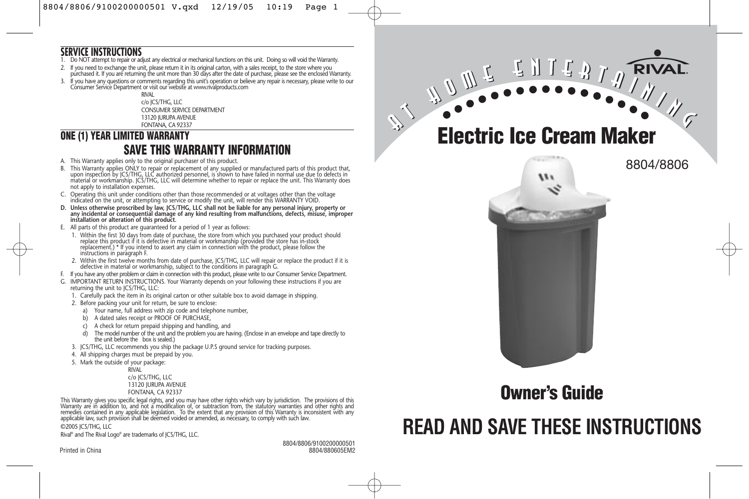## SERVICE INSTRUCTIONS

1. Do NOT attempt to repair or adjust any electrical or mechanical functions on this unit. Doing so will void the Warranty.
2. If you need to exchange the unit, please return it in its original carton, with a sales receipt, to the store where you purchased it. If you are returning the unit more than 30 days after the date of purchase, please see the enclosed Warranty.
3. If you have any questions or comments regarding this unit's operation or believe any repair is necessary, please write to our Consumer Service Department or visit our website at www.rivalproducts.com

RIVAL
c/o JCS/THG, LLC
CONSUMER SERVICE DEPARTMENT
13120 JURUPA AVENUE
FONTANA, CA 92337

## ONE (1) YEAR LIMITED WARRANTY

## SAVE THIS WARRANTY INFORMATION

A. This Warranty applies only to the original purchaser of this product.

B. This Warranty applies ONLY to repair or replacement of any supplied or manufactured parts of this product that, upon inspection by JCS/THG, LLC authorized personnel, is shown to have failed in normal use due to defects in material or workmanship. JCS/THG, LLC will determine whether to repair or replace the unit. This Warranty does not apply to installation expenses.

C. Operating this unit under conditions other than those recommended or at voltages other than the voltage indicated on the unit, or attempting to service or modify the unit, will render this WARRANTY VOID.

**D. Unless otherwise proscribed by law, JCS/THG, LLC shall not be liable for any personal injury, property or any incidental or consequential damage of any kind resulting from malfunctions, defects, misuse, improper installation or alteration of this product.**

E. All parts of this product are guaranteed for a period of 1 year as follows:

1. Within the first 30 days from date of purchase, the store from which you purchased your product should replace this product if it is defective in material or workmanship (provided the store has in-stock replacement.) * If you intend to assert any claim in connection with the product, please follow the instructions in paragraph F.
2. Within the first twelve months from date of purchase, JCS/THG, LLC will repair or replace the product if it is defective in material or workmanship, subject to the conditions in paragraph G.

F. If you have any other problem or claim in connection with this product, please write to our Consumer Service Department.

G. IMPORTANT RETURN INSTRUCTIONS. Your Warranty depends on your following these instructions if you are returning the unit to JCS/THG, LLC:

1. Carefully pack the item in its original carton or other suitable box to avoid damage in shipping.
2. Before packing your unit for return, be sure to enclose:
   a) Your name, full address with zip code and telephone number,
   b) A dated sales receipt or PROOF OF PURCHASE,
   c) A check for return prepaid shipping and handling, and
   d) The model number of the unit and the problem you are having. (Enclose in an envelope and tape directly to the unit before the box is sealed.)
3. JCS/THG, LLC recommends you ship the package U.P.S ground service for tracking purposes.
4. All shipping charges must be prepaid by you.
5. Mark the outside of your package:

RIVAL
c/o JCS/THG, LLC
13120 JURUPA AVENUE
FONTANA, CA 92337

This Warranty gives you specific legal rights, and you may have other rights which vary by jurisdiction. The provisions of this Warranty are in addition to, and not a modification of, or subtraction from, the statutory warranties and other rights and remedies contained in any applicable legislation. To the extent that any provision of this Warranty is inconsistent with any applicable law, such provision shall be deemed voided or amended, as necessary, to comply with such law.

©2005 JCS/THG, LLC

Rival® and The Rival Logo® are trademarks of JCS/THG, LLC.

Printed in China

8804/8806/9100200000501
8804/880605EM2

AT HOME ENTERTAINING

RIVAL®

# Electric Ice Cream Maker

8804/8806

## Owner's Guide

# READ AND SAVE THESE INSTRUCTIONS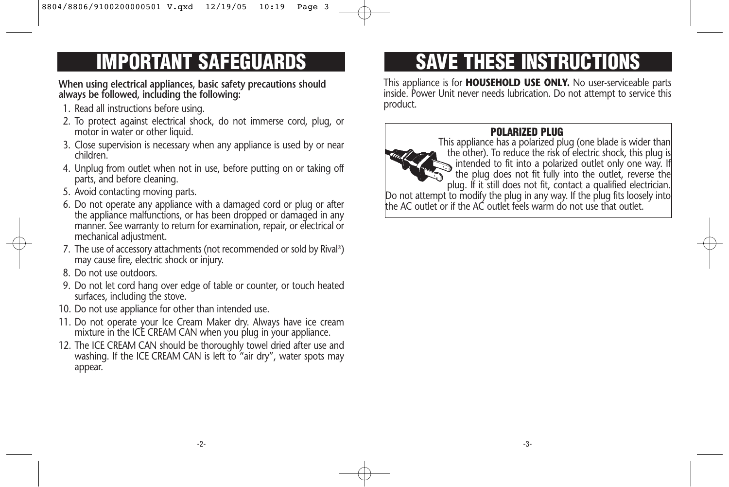# IMPORTANT SAFEGUARDS

**When using electrical appliances, basic safety precautions should always be followed, including the following:**

1. Read all instructions before using.
2. To protect against electrical shock, do not immerse cord, plug, or motor in water or other liquid.
3. Close supervision is necessary when any appliance is used by or near children.
4. Unplug from outlet when not in use, before putting on or taking off parts, and before cleaning.
5. Avoid contacting moving parts.
6. Do not operate any appliance with a damaged cord or plug or after the appliance malfunctions, or has been dropped or damaged in any manner. See warranty to return for examination, repair, or electrical or mechanical adjustment.
7. The use of accessory attachments (not recommended or sold by Rival®) may cause fire, electric shock or injury.
8. Do not use outdoors.
9. Do not let cord hang over edge of table or counter, or touch heated surfaces, including the stove.
10. Do not use appliance for other than intended use.
11. Do not operate your Ice Cream Maker dry. Always have ice cream mixture in the ICE CREAM CAN when you plug in your appliance.
12. The ICE CREAM CAN should be thoroughly towel dried after use and washing. If the ICE CREAM CAN is left to "air dry", water spots may appear.

# SAVE THESE INSTRUCTIONS

This appliance is for **HOUSEHOLD USE ONLY.** No user-serviceable parts inside. Power Unit never needs lubrication. Do not attempt to service this product.

**POLARIZED PLUG**

This appliance has a polarized plug (one blade is wider than the other). To reduce the risk of electric shock, this plug is intended to fit into a polarized outlet only one way. If the plug does not fit fully into the outlet, reverse the plug. If it still does not fit, contact a qualified electrician. Do not attempt to modify the plug in any way. If the plug fits loosely into the AC outlet or if the AC outlet feels warm do not use that outlet.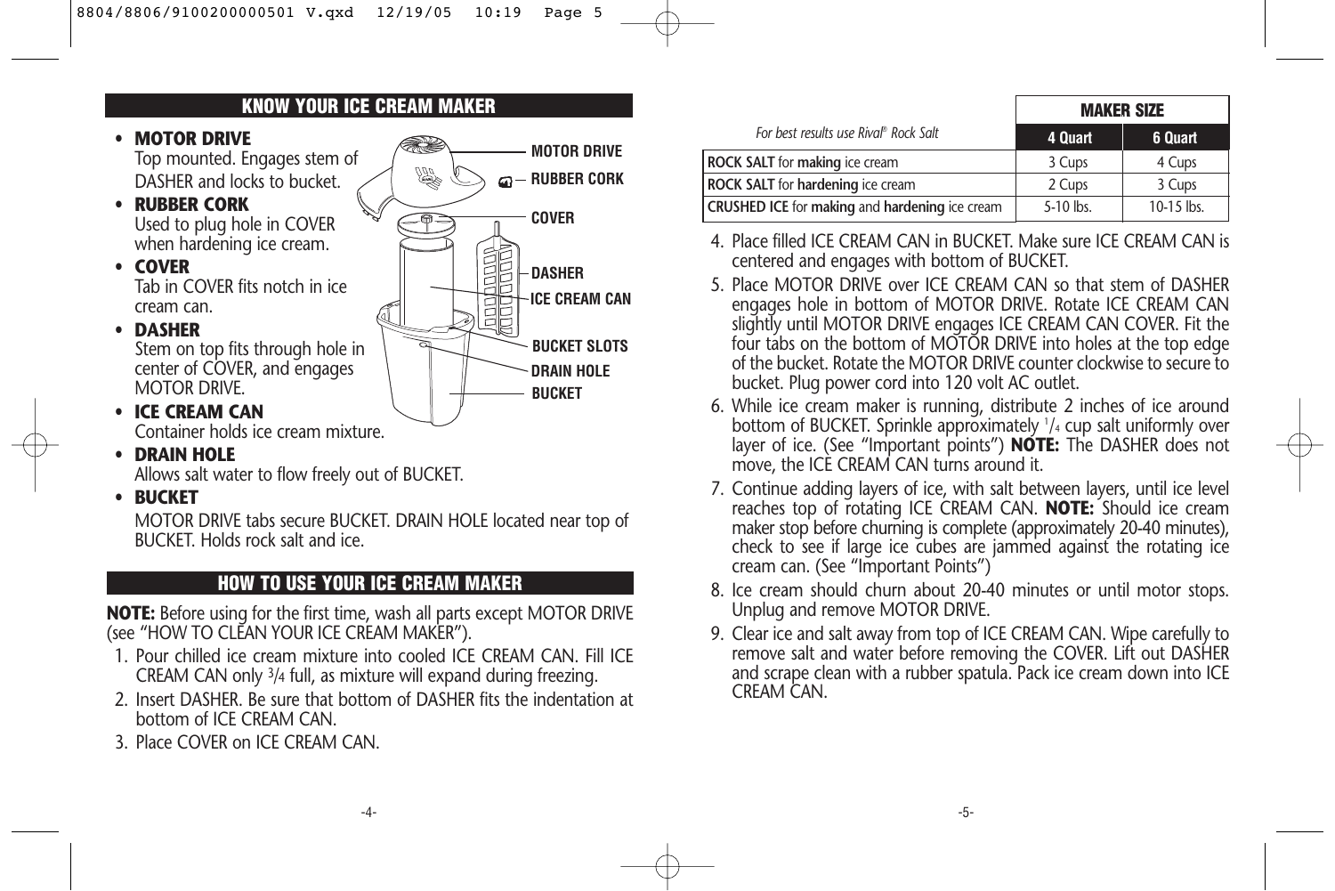## KNOW YOUR ICE CREAM MAKER

- **MOTOR DRIVE**
  Top mounted. Engages stem of DASHER and locks to bucket.
- **RUBBER CORK**
  Used to plug hole in COVER when hardening ice cream.
- **COVER**
  Tab in COVER fits notch in ice cream can.
- **DASHER**
  Stem on top fits through hole in center of COVER, and engages MOTOR DRIVE.
- **ICE CREAM CAN**
  Container holds ice cream mixture.
- **DRAIN HOLE**
  Allows salt water to flow freely out of BUCKET.
- **BUCKET**
  MOTOR DRIVE tabs secure BUCKET. DRAIN HOLE located near top of BUCKET. Holds rock salt and ice.

MOTOR DRIVE
RUBBER CORK
COVER
DASHER
ICE CREAM CAN
BUCKET SLOTS
DRAIN HOLE
BUCKET

## HOW TO USE YOUR ICE CREAM MAKER

**NOTE:** Before using for the first time, wash all parts except MOTOR DRIVE (see "HOW TO CLEAN YOUR ICE CREAM MAKER").

1. Pour chilled ice cream mixture into cooled ICE CREAM CAN. Fill ICE CREAM CAN only 3/4 full, as mixture will expand during freezing.
2. Insert DASHER. Be sure that bottom of DASHER fits the indentation at bottom of ICE CREAM CAN.
3. Place COVER on ICE CREAM CAN.

| *For best results use Rival® Rock Salt* | MAKER SIZE | |
|---|---|---|
| | **4 Quart** | **6 Quart** |
| **ROCK SALT** for **making** ice cream | 3 Cups | 4 Cups |
| **ROCK SALT** for **hardening** ice cream | 2 Cups | 3 Cups |
| **CRUSHED ICE** for **making** and **hardening** ice cream | 5-10 lbs. | 10-15 lbs. |

4. Place filled ICE CREAM CAN in BUCKET. Make sure ICE CREAM CAN is centered and engages with bottom of BUCKET.
5. Place MOTOR DRIVE over ICE CREAM CAN so that stem of DASHER engages hole in bottom of MOTOR DRIVE. Rotate ICE CREAM CAN slightly until MOTOR DRIVE engages ICE CREAM CAN COVER. Fit the four tabs on the bottom of MOTOR DRIVE into holes at the top edge of the bucket. Rotate the MOTOR DRIVE counter clockwise to secure to bucket. Plug power cord into 120 volt AC outlet.
6. While ice cream maker is running, distribute 2 inches of ice around bottom of BUCKET. Sprinkle approximately 1/4 cup salt uniformly over layer of ice. (See "Important points") **NOTE:** The DASHER does not move, the ICE CREAM CAN turns around it.
7. Continue adding layers of ice, with salt between layers, until ice level reaches top of rotating ICE CREAM CAN. **NOTE:** Should ice cream maker stop before churning is complete (approximately 20-40 minutes), check to see if large ice cubes are jammed against the rotating ice cream can. (See "Important Points")
8. Ice cream should churn about 20-40 minutes or until motor stops. Unplug and remove MOTOR DRIVE.
9. Clear ice and salt away from top of ICE CREAM CAN. Wipe carefully to remove salt and water before removing the COVER. Lift out DASHER and scrape clean with a rubber spatula. Pack ice cream down into ICE CREAM CAN.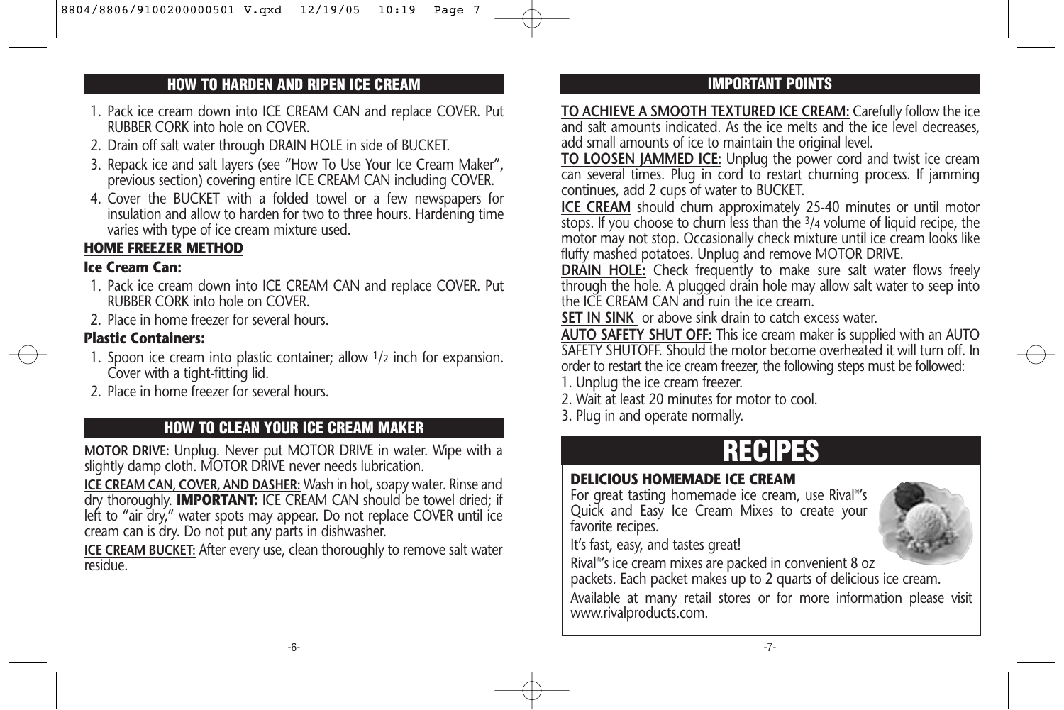## HOW TO HARDEN AND RIPEN ICE CREAM

1. Pack ice cream down into ICE CREAM CAN and replace COVER. Put RUBBER CORK into hole on COVER.
2. Drain off salt water through DRAIN HOLE in side of BUCKET.
3. Repack ice and salt layers (see "How To Use Your Ice Cream Maker", previous section) covering entire ICE CREAM CAN including COVER.
4. Cover the BUCKET with a folded towel or a few newspapers for insulation and allow to harden for two to three hours. Hardening time varies with type of ice cream mixture used.

### HOME FREEZER METHOD

**Ice Cream Can:**

1. Pack ice cream down into ICE CREAM CAN and replace COVER. Put RUBBER CORK into hole on COVER.
2. Place in home freezer for several hours.

**Plastic Containers:**

1. Spoon ice cream into plastic container; allow 1/2 inch for expansion. Cover with a tight-fitting lid.
2. Place in home freezer for several hours.

## HOW TO CLEAN YOUR ICE CREAM MAKER

**MOTOR DRIVE:** Unplug. Never put MOTOR DRIVE in water. Wipe with a slightly damp cloth. MOTOR DRIVE never needs lubrication.

**ICE CREAM CAN, COVER, AND DASHER:** Wash in hot, soapy water. Rinse and dry thoroughly. **IMPORTANT:** ICE CREAM CAN should be towel dried; if left to "air dry," water spots may appear. Do not replace COVER until ice cream can is dry. Do not put any parts in dishwasher.

**ICE CREAM BUCKET:** After every use, clean thoroughly to remove salt water residue.

## IMPORTANT POINTS

**TO ACHIEVE A SMOOTH TEXTURED ICE CREAM:** Carefully follow the ice and salt amounts indicated. As the ice melts and the ice level decreases, add small amounts of ice to maintain the original level.

**TO LOOSEN JAMMED ICE:** Unplug the power cord and twist ice cream can several times. Plug in cord to restart churning process. If jamming continues, add 2 cups of water to BUCKET.

**ICE CREAM** should churn approximately 25-40 minutes or until motor stops. If you choose to churn less than the 3/4 volume of liquid recipe, the motor may not stop. Occasionally check mixture until ice cream looks like fluffy mashed potatoes. Unplug and remove MOTOR DRIVE.

**DRAIN HOLE:** Check frequently to make sure salt water flows freely through the hole. A plugged drain hole may allow salt water to seep into the ICE CREAM CAN and ruin the ice cream.

**SET IN SINK** or above sink drain to catch excess water.

**AUTO SAFETY SHUT OFF:** This ice cream maker is supplied with an AUTO SAFETY SHUTOFF. Should the motor become overheated it will turn off. In order to restart the ice cream freezer, the following steps must be followed:

1. Unplug the ice cream freezer.
2. Wait at least 20 minutes for motor to cool.
3. Plug in and operate normally.

# RECIPES

### DELICIOUS HOMEMADE ICE CREAM

For great tasting homemade ice cream, use Rival®'s Quick and Easy Ice Cream Mixes to create your favorite recipes.

It's fast, easy, and tastes great!

Rival®'s ice cream mixes are packed in convenient 8 oz packets. Each packet makes up to 2 quarts of delicious ice cream.

Available at many retail stores or for more information please visit www.rivalproducts.com.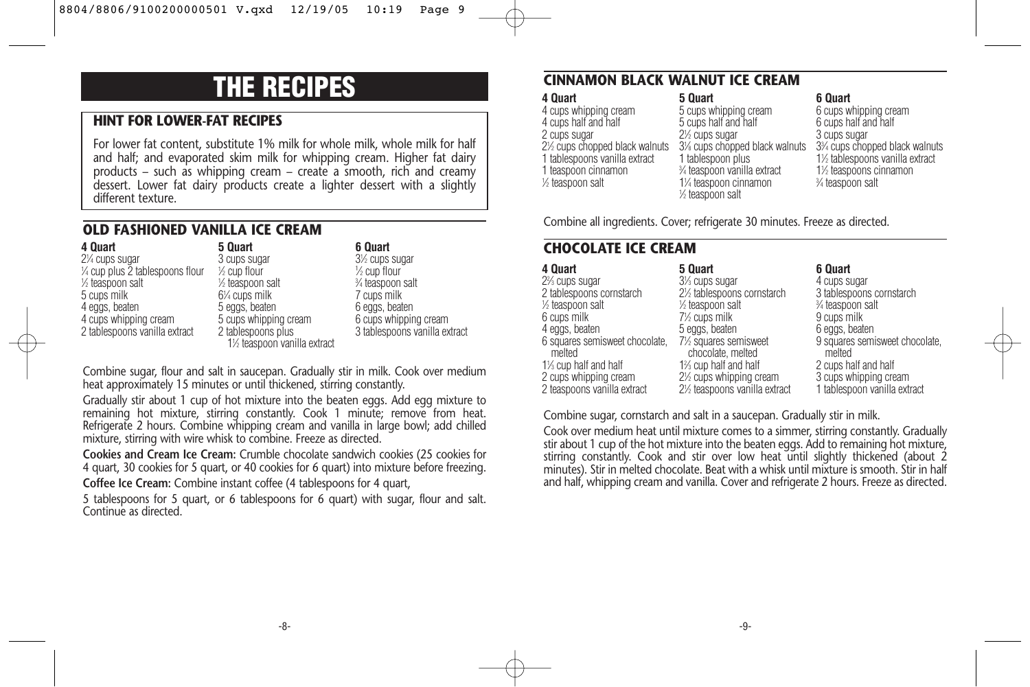# THE RECIPES

### HINT FOR LOWER-FAT RECIPES

For lower fat content, substitute 1% milk for whole milk, whole milk for half and half; and evaporated skim milk for whipping cream. Higher fat dairy products – such as whipping cream – create a smooth, rich and creamy dessert. Lower fat dairy products create a lighter dessert with a slightly different texture.

## OLD FASHIONED VANILLA ICE CREAM

| 4 Quart | 5 Quart | 6 Quart |
|---|---|---|
| 2¼ cups sugar | 3 cups sugar | 3½ cups sugar |
| ¼ cup plus 2 tablespoons flour | ½ cup flour | ½ cup flour |
| ½ teaspoon salt | ½ teaspoon salt | ¾ teaspoon salt |
| 5 cups milk | 6¼ cups milk | 7 cups milk |
| 4 eggs, beaten | 5 eggs, beaten | 6 eggs, beaten |
| 4 cups whipping cream | 5 cups whipping cream | 6 cups whipping cream |
| 2 tablespoons vanilla extract | 2 tablespoons plus 1½ teaspoon vanilla extract | 3 tablespoons vanilla extract |

Combine sugar, flour and salt in saucepan. Gradually stir in milk. Cook over medium heat approximately 15 minutes or until thickened, stirring constantly.

Gradually stir about 1 cup of hot mixture into the beaten eggs. Add egg mixture to remaining hot mixture, stirring constantly. Cook 1 minute; remove from heat. Refrigerate 2 hours. Combine whipping cream and vanilla in large bowl; add chilled mixture, stirring with wire whisk to combine. Freeze as directed.

**Cookies and Cream Ice Cream:** Crumble chocolate sandwich cookies (25 cookies for 4 quart, 30 cookies for 5 quart, or 40 cookies for 6 quart) into mixture before freezing.

**Coffee Ice Cream:** Combine instant coffee (4 tablespoons for 4 quart,

5 tablespoons for 5 quart, or 6 tablespoons for 6 quart) with sugar, flour and salt. Continue as directed.

## CINNAMON BLACK WALNUT ICE CREAM

| 4 Quart | 5 Quart | 6 Quart |
|---|---|---|
| 4 cups whipping cream | 5 cups whipping cream | 6 cups whipping cream |
| 4 cups half and half | 5 cups half and half | 6 cups half and half |
| 2 cups sugar | 2½ cups sugar | 3 cups sugar |
| 2½ cups chopped black walnuts | 3⅛ cups chopped black walnuts | 3¾ cups chopped black walnuts |
| 1 tablespoons vanilla extract | 1 tablespoon plus ¾ teaspoon vanilla extract | 1½ tablespoons vanilla extract |
| 1 teaspoon cinnamon | 1¼ teaspoon cinnamon | 1½ teaspoons cinnamon |
| ½ teaspoon salt | ½ teaspoon salt | ¾ teaspoon salt |

Combine all ingredients. Cover; refrigerate 30 minutes. Freeze as directed.

## CHOCOLATE ICE CREAM

| 4 Quart | 5 Quart | 6 Quart |
|---|---|---|
| 2⅔ cups sugar | 3⅓ cups sugar | 4 cups sugar |
| 2 tablespoons cornstarch | 2½ tablespoons cornstarch | 3 tablespoons cornstarch |
| ½ teaspoon salt | ½ teaspoon salt | ¾ teaspoon salt |
| 6 cups milk | 7½ cups milk | 9 cups milk |
| 4 eggs, beaten | 5 eggs, beaten | 6 eggs, beaten |
| 6 squares semisweet chocolate, melted | 7½ squares semisweet chocolate, melted | 9 squares semisweet chocolate, melted |
| 1⅓ cup half and half | 1⅔ cup half and half | 2 cups half and half |
| 2 cups whipping cream | 2½ cups whipping cream | 3 cups whipping cream |
| 2 teaspoons vanilla extract | 2½ teaspoons vanilla extract | 1 tablespoon vanilla extract |

Combine sugar, cornstarch and salt in a saucepan. Gradually stir in milk.

Cook over medium heat until mixture comes to a simmer, stirring constantly. Gradually stir about 1 cup of the hot mixture into the beaten eggs. Add to remaining hot mixture, stirring constantly. Cook and stir over low heat until slightly thickened (about 2 minutes). Stir in melted chocolate. Beat with a whisk until mixture is smooth. Stir in half and half, whipping cream and vanilla. Cover and refrigerate 2 hours. Freeze as directed.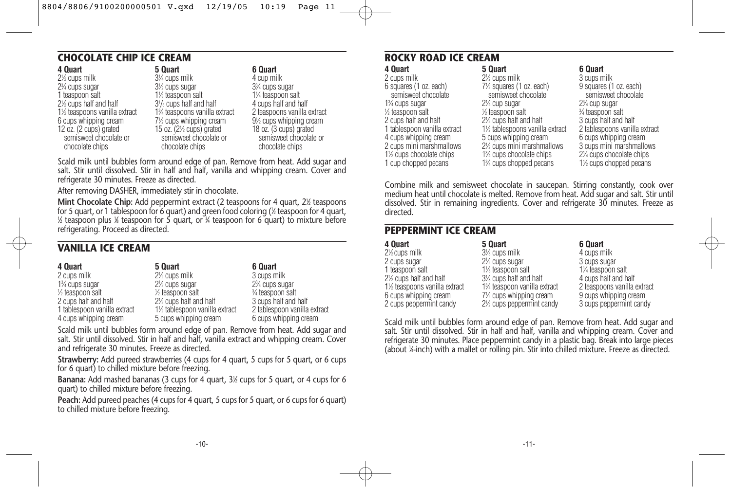## CHOCOLATE CHIP ICE CREAM

| 4 Quart | 5 Quart | 6 Quart |
|---|---|---|
| 2½ cups milk | 3¼ cups milk | 4 cup milk |
| 2¾ cups sugar | 3½ cups sugar | 3¾ cups sugar |
| 1 teaspoon salt | 1⅛ teaspoon salt | 1¼ teaspoon salt |
| 2½ cups half and half | 3⅛ cups half and half | 4 cups half and half |
| 1½ teaspoons vanilla extract | 1¾ teaspoons vanilla extract | 2 teaspoons vanilla extract |
| 6 cups whipping cream | 7½ cups whipping cream | 9½ cups whipping cream |
| 12 oz. (2 cups) grated semisweet chocolate or chocolate chips | 15 oz. (2½ cups) grated semisweet chocolate or chocolate chips | 18 oz. (3 cups) grated semisweet chocolate or chocolate chips |

Scald milk until bubbles form around edge of pan. Remove from heat. Add sugar and salt. Stir until dissolved. Stir in half and half, vanilla and whipping cream. Cover and refrigerate 30 minutes. Freeze as directed.

After removing DASHER, immediately stir in chocolate.

**Mint Chocolate Chip:** Add peppermint extract (2 teaspoons for 4 quart, 2½ teaspoons for 5 quart, or 1 tablespoon for 6 quart) and green food coloring (½ teaspoon for 4 quart, ½ teaspoon plus ⅛ teaspoon for 5 quart, or ¾ teaspoon for 6 quart) to mixture before refrigerating. Proceed as directed.

## VANILLA ICE CREAM

| 4 Quart | 5 Quart | 6 Quart |
|---|---|---|
| 2 cups milk | 2½ cups milk | 3 cups milk |
| 1¾ cups sugar | 2½ cups sugar | 2¾ cups sugar |
| ½ teaspoon salt | ½ teaspoon salt | ¾ teaspoon salt |
| 2 cups half and half | 2½ cups half and half | 3 cups half and half |
| 1 tablespoon vanilla extract | 1½ tablespoon vanilla extract | 2 tablespoon vanilla extract |
| 4 cups whipping cream | 5 cups whipping cream | 6 cups whipping cream |

Scald milk until bubbles form around edge of pan. Remove from heat. Add sugar and salt. Stir until dissolved. Stir in half and half, vanilla extract and whipping cream. Cover and refrigerate 30 minutes. Freeze as directed.

**Strawberry:** Add pureed strawberries (4 cups for 4 quart, 5 cups for 5 quart, or 6 cups for 6 quart) to chilled mixture before freezing.

**Banana:** Add mashed bananas (3 cups for 4 quart, 3½ cups for 5 quart, or 4 cups for 6 quart) to chilled mixture before freezing.

**Peach:** Add pureed peaches (4 cups for 4 quart, 5 cups for 5 quart, or 6 cups for 6 quart) to chilled mixture before freezing.

## ROCKY ROAD ICE CREAM

| 4 Quart | 5 Quart | 6 Quart |
|---|---|---|
| 2 cups milk | 2½ cups milk | 3 cups milk |
| 6 squares (1 oz. each) semisweet chocolate | 7½ squares (1 oz. each) semisweet chocolate | 9 squares (1 oz. each) semisweet chocolate |
| 1¾ cups sugar | 2¼ cup sugar | 2¾ cup sugar |
| ½ teaspoon salt | ½ teaspoon salt | ¾ teaspoon salt |
| 2 cups half and half | 2½ cups half and half | 3 cups half and half |
| 1 tablespoon vanilla extract | 1½ tablespoons vanilla extract | 2 tablespoons vanilla extract |
| 4 cups whipping cream | 5 cups whipping cream | 6 cups whipping cream |
| 2 cups mini marshmallows | 2½ cups mini marshmallows | 3 cups mini marshmallows |
| 1½ cups chocolate chips | 1¾ cups chocolate chips | 2¼ cups chocolate chips |
| 1 cup chopped pecans | 1¾ cups chopped pecans | 1½ cups chopped pecans |

Combine milk and semisweet chocolate in saucepan. Stirring constantly, cook over medium heat until chocolate is melted. Remove from heat. Add sugar and salt. Stir until dissolved. Stir in remaining ingredients. Cover and refrigerate 30 minutes. Freeze as directed.

## PEPPERMINT ICE CREAM

| 4 Quart | 5 Quart | 6 Quart |
|---|---|---|
| 2½ cups milk | 3⅛ cups milk | 4 cups milk |
| 2 cups sugar | 2½ cups sugar | 3 cups sugar |
| 1 teaspoon salt | 1⅛ teaspoon salt | 1¼ teaspoon salt |
| 2½ cups half and half | 3⅛ cups half and half | 4 cups half and half |
| 1½ teaspoons vanilla extract | 1¾ teaspoon vanilla extract | 2 teaspoons vanilla extract |
| 6 cups whipping cream | 7½ cups whipping cream | 9 cups whipping cream |
| 2 cups peppermint candy | 2½ cups peppermint candy | 3 cups peppermint candy |

Scald milk until bubbles form around edge of pan. Remove from heat. Add sugar and salt. Stir until dissolved. Stir in half and half, vanilla and whipping cream. Cover and refrigerate 30 minutes. Place peppermint candy in a plastic bag. Break into large pieces (about ¼-inch) with a mallet or rolling pin. Stir into chilled mixture. Freeze as directed.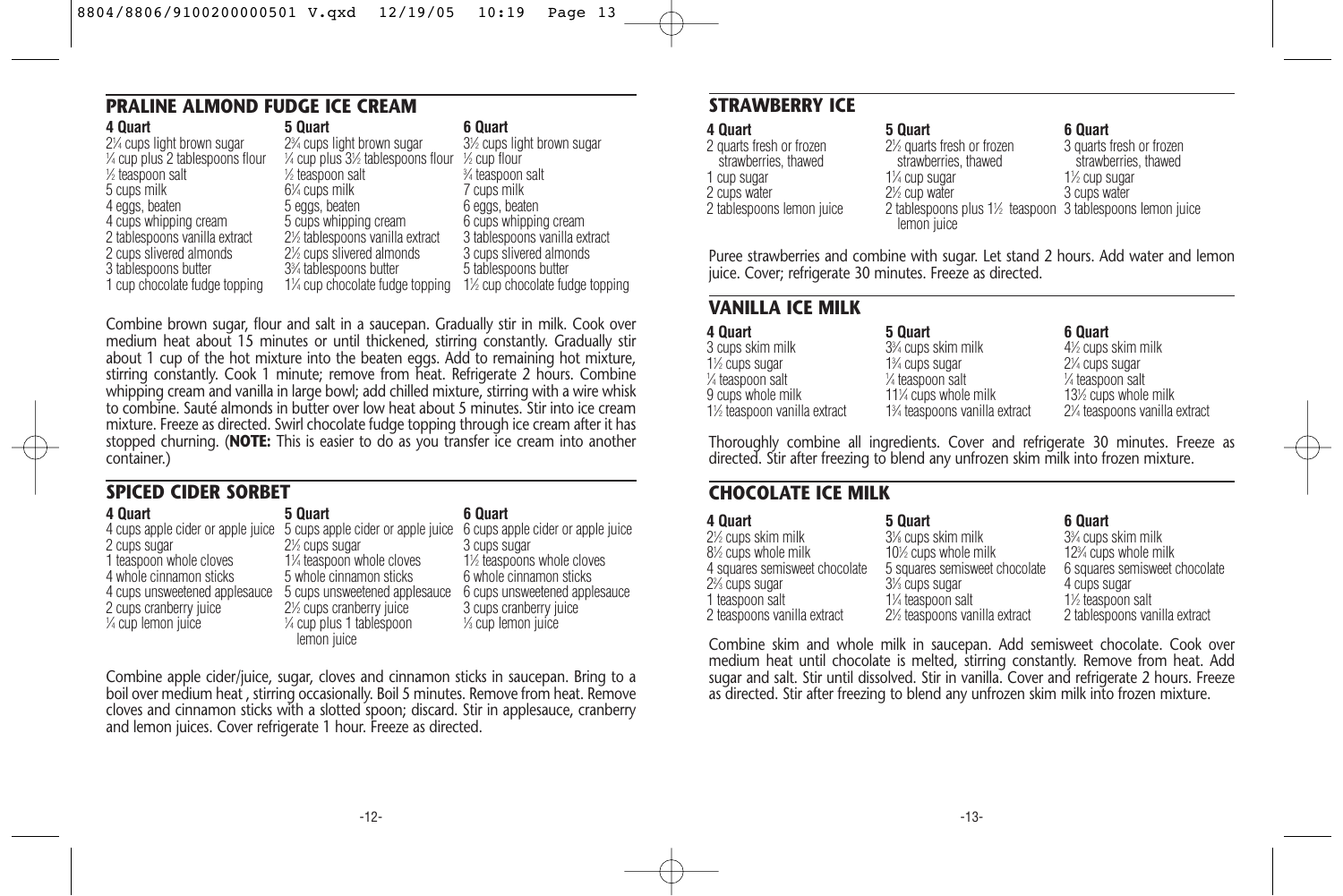## PRALINE ALMOND FUDGE ICE CREAM

| 4 Quart | 5 Quart | 6 Quart |
|---|---|---|
| 2¼ cups light brown sugar | 2¾ cups light brown sugar | 3½ cups light brown sugar |
| ¼ cup plus 2 tablespoons flour | ¼ cup plus 3½ tablespoons flour | ½ cup flour |
| ½ teaspoon salt | ½ teaspoon salt | ¾ teaspoon salt |
| 5 cups milk | 6¼ cups milk | 7 cups milk |
| 4 eggs, beaten | 5 eggs, beaten | 6 eggs, beaten |
| 4 cups whipping cream | 5 cups whipping cream | 6 cups whipping cream |
| 2 tablespoons vanilla extract | 2½ tablespoons vanilla extract | 3 tablespoons vanilla extract |
| 2 cups slivered almonds | 2½ cups slivered almonds | 3 cups slivered almonds |
| 3 tablespoons butter | 3¾ tablespoons butter | 5 tablespoons butter |
| 1 cup chocolate fudge topping | 1¼ cup chocolate fudge topping | 1½ cup chocolate fudge topping |

Combine brown sugar, flour and salt in a saucepan. Gradually stir in milk. Cook over medium heat about 15 minutes or until thickened, stirring constantly. Gradually stir about 1 cup of the hot mixture into the beaten eggs. Add to remaining hot mixture, stirring constantly. Cook 1 minute; remove from heat. Refrigerate 2 hours. Combine whipping cream and vanilla in large bowl; add chilled mixture, stirring with a wire whisk to combine. Sauté almonds in butter over low heat about 5 minutes. Stir into ice cream mixture. Freeze as directed. Swirl chocolate fudge topping through ice cream after it has stopped churning. (**NOTE:** This is easier to do as you transfer ice cream into another container.)

## SPICED CIDER SORBET

| 4 Quart | 5 Quart | 6 Quart |
|---|---|---|
| 4 cups apple cider or apple juice | 5 cups apple cider or apple juice | 6 cups apple cider or apple juice |
| 2 cups sugar | 2½ cups sugar | 3 cups sugar |
| 1 teaspoon whole cloves | 1¼ teaspoon whole cloves | 1½ teaspoons whole cloves |
| 4 whole cinnamon sticks | 5 whole cinnamon sticks | 6 whole cinnamon sticks |
| 4 cups unsweetened applesauce | 5 cups unsweetened applesauce | 6 cups unsweetened applesauce |
| 2 cups cranberry juice | 2½ cups cranberry juice | 3 cups cranberry juice |
| ¼ cup lemon juice | ¼ cup plus 1 tablespoon lemon juice | ⅓ cup lemon juice |

Combine apple cider/juice, sugar, cloves and cinnamon sticks in saucepan. Bring to a boil over medium heat , stirring occasionally. Boil 5 minutes. Remove from heat. Remove cloves and cinnamon sticks with a slotted spoon; discard. Stir in applesauce, cranberry and lemon juices. Cover refrigerate 1 hour. Freeze as directed.

## STRAWBERRY ICE

| 4 Quart | 5 Quart | 6 Quart |
|---|---|---|
| 2 quarts fresh or frozen strawberries, thawed | 2½ quarts fresh or frozen strawberries, thawed | 3 quarts fresh or frozen strawberries, thawed |
| 1 cup sugar | 1¼ cup sugar | 1½ cup sugar |
| 2 cups water | 2½ cup water | 3 cups water |
| 2 tablespoons lemon juice | 2 tablespoons plus 1½ teaspoon lemon juice | 3 tablespoons lemon juice |

Puree strawberries and combine with sugar. Let stand 2 hours. Add water and lemon juice. Cover; refrigerate 30 minutes. Freeze as directed.

## VANILLA ICE MILK

| 4 Quart | 5 Quart | 6 Quart |
|---|---|---|
| 3 cups skim milk | 3¾ cups skim milk | 4½ cups skim milk |
| 1½ cups sugar | 1¾ cups sugar | 2¼ cups sugar |
| ¼ teaspoon salt | ¼ teaspoon salt | ¼ teaspoon salt |
| 9 cups whole milk | 11¼ cups whole milk | 13½ cups whole milk |
| 1½ teaspoon vanilla extract | 1¾ teaspoons vanilla extract | 2¼ teaspoons vanilla extract |

Thoroughly combine all ingredients. Cover and refrigerate 30 minutes. Freeze as directed. Stir after freezing to blend any unfrozen skim milk into frozen mixture.

## CHOCOLATE ICE MILK

| 4 Quart | 5 Quart | 6 Quart |
|---|---|---|
| 2½ cups skim milk | 3⅛ cups skim milk | 3¾ cups skim milk |
| 8½ cups whole milk | 10½ cups whole milk | 12¾ cups whole milk |
| 4 squares semisweet chocolate | 5 squares semisweet chocolate | 6 squares semisweet chocolate |
| 2⅔ cups sugar | 3⅓ cups sugar | 4 cups sugar |
| 1 teaspoon salt | 1¼ teaspoon salt | 1½ teaspoon salt |
| 2 teaspoons vanilla extract | 2½ teaspoons vanilla extract | 2 tablespoons vanilla extract |

Combine skim and whole milk in saucepan. Add semisweet chocolate. Cook over medium heat until chocolate is melted, stirring constantly. Remove from heat. Add sugar and salt. Stir until dissolved. Stir in vanilla. Cover and refrigerate 2 hours. Freeze as directed. Stir after freezing to blend any unfrozen skim milk into frozen mixture.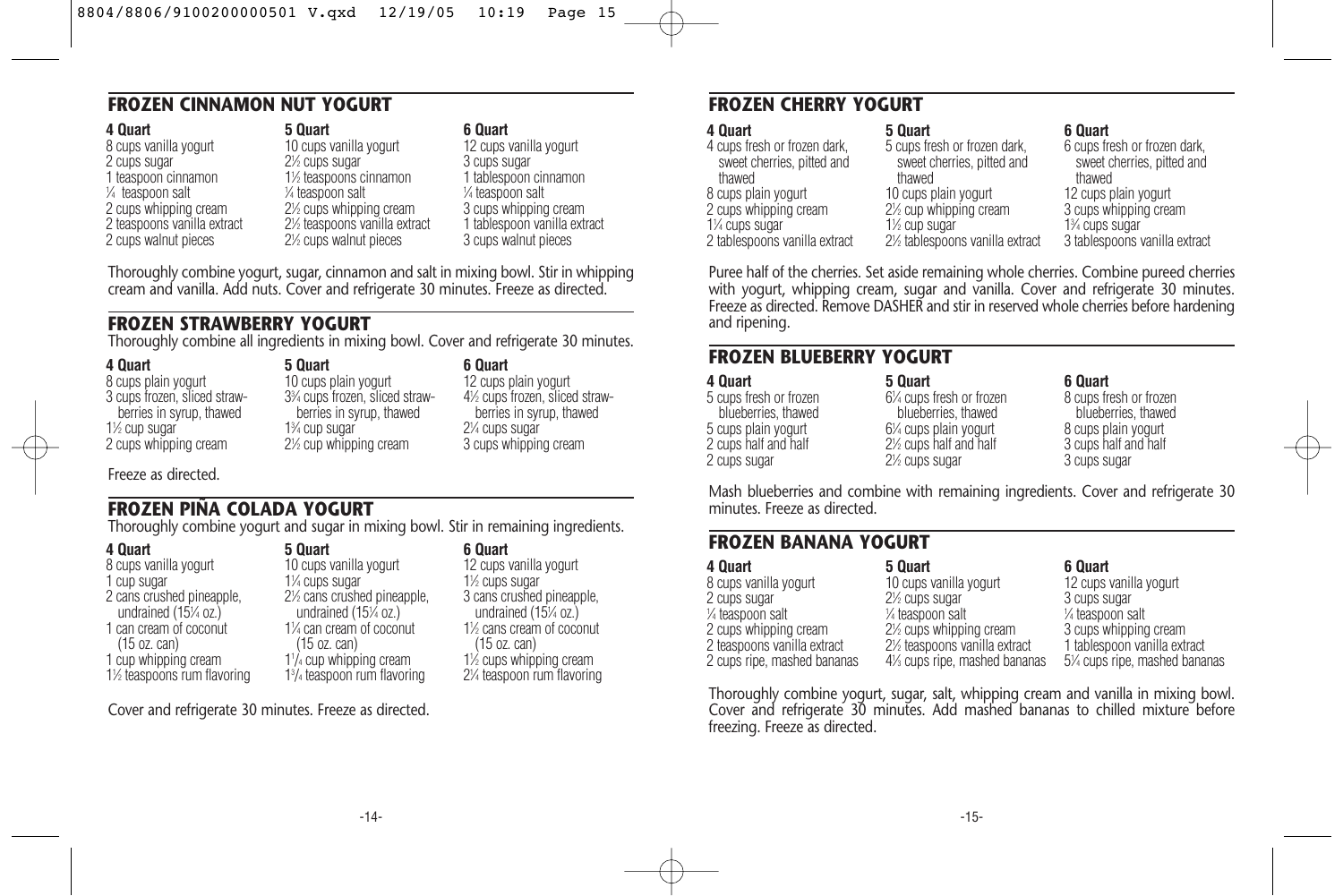## FROZEN CINNAMON NUT YOGURT

| 4 Quart | 5 Quart | 6 Quart |
|---|---|---|
| 8 cups vanilla yogurt | 10 cups vanilla yogurt | 12 cups vanilla yogurt |
| 2 cups sugar | 2½ cups sugar | 3 cups sugar |
| 1 teaspoon cinnamon | 1½ teaspoons cinnamon | 1 tablespoon cinnamon |
| ¼ teaspoon salt | ¼ teaspoon salt | ¼ teaspoon salt |
| 2 cups whipping cream | 2½ cups whipping cream | 3 cups whipping cream |
| 2 teaspoons vanilla extract | 2½ teaspoons vanilla extract | 1 tablespoon vanilla extract |
| 2 cups walnut pieces | 2½ cups walnut pieces | 3 cups walnut pieces |

Thoroughly combine yogurt, sugar, cinnamon and salt in mixing bowl. Stir in whipping cream and vanilla. Add nuts. Cover and refrigerate 30 minutes. Freeze as directed.

## FROZEN STRAWBERRY YOGURT

Thoroughly combine all ingredients in mixing bowl. Cover and refrigerate 30 minutes.

| 4 Quart | 5 Quart | 6 Quart |
|---|---|---|
| 8 cups plain yogurt | 10 cups plain yogurt | 12 cups plain yogurt |
| 3 cups frozen, sliced strawberries in syrup, thawed | 3¾ cups frozen, sliced strawberries in syrup, thawed | 4½ cups frozen, sliced strawberries in syrup, thawed |
| 1½ cup sugar | 1¾ cup sugar | 2¼ cups sugar |
| 2 cups whipping cream | 2½ cup whipping cream | 3 cups whipping cream |

Freeze as directed.

## FROZEN PIÑA COLADA YOGURT

Thoroughly combine yogurt and sugar in mixing bowl. Stir in remaining ingredients.

| 4 Quart | 5 Quart | 6 Quart |
|---|---|---|
| 8 cups vanilla yogurt | 10 cups vanilla yogurt | 12 cups vanilla yogurt |
| 1 cup sugar | 1¼ cups sugar | 1½ cups sugar |
| 2 cans crushed pineapple, undrained (15¼ oz.) | 2½ cans crushed pineapple, undrained (15¼ oz.) | 3 cans crushed pineapple, undrained (15¼ oz.) |
| 1 can cream of coconut (15 oz. can) | 1¼ can cream of coconut (15 oz. can) | 1½ cans cream of coconut (15 oz. can) |
| 1 cup whipping cream | 1¼ cup whipping cream | 1½ cups whipping cream |
| 1½ teaspoons rum flavoring | 1¾ teaspoon rum flavoring | 2¼ teaspoon rum flavoring |

Cover and refrigerate 30 minutes. Freeze as directed.

## FROZEN CHERRY YOGURT

| 4 Quart | 5 Quart | 6 Quart |
|---|---|---|
| 4 cups fresh or frozen dark, sweet cherries, pitted and thawed | 5 cups fresh or frozen dark, sweet cherries, pitted and thawed | 6 cups fresh or frozen dark, sweet cherries, pitted and thawed |
| 8 cups plain yogurt | 10 cups plain yogurt | 12 cups plain yogurt |
| 2 cups whipping cream | 2½ cup whipping cream | 3 cups whipping cream |
| 1¼ cups sugar | 1½ cup sugar | 1¾ cups sugar |
| 2 tablespoons vanilla extract | 2½ tablespoons vanilla extract | 3 tablespoons vanilla extract |

Puree half of the cherries. Set aside remaining whole cherries. Combine pureed cherries with yogurt, whipping cream, sugar and vanilla. Cover and refrigerate 30 minutes. Freeze as directed. Remove DASHER and stir in reserved whole cherries before hardening and ripening.

## FROZEN BLUEBERRY YOGURT

| 4 Quart | 5 Quart | 6 Quart |
|---|---|---|
| 5 cups fresh or frozen blueberries, thawed | 6¼ cups fresh or frozen blueberries, thawed | 8 cups fresh or frozen blueberries, thawed |
| 5 cups plain yogurt | 6¼ cups plain yogurt | 8 cups plain yogurt |
| 2 cups half and half | 2½ cups half and half | 3 cups half and half |
| 2 cups sugar | 2½ cups sugar | 3 cups sugar |

Mash blueberries and combine with remaining ingredients. Cover and refrigerate 30 minutes. Freeze as directed.

## FROZEN BANANA YOGURT

| 4 Quart | 5 Quart | 6 Quart |
|---|---|---|
| 8 cups vanilla yogurt | 10 cups vanilla yogurt | 12 cups vanilla yogurt |
| 2 cups sugar | 2½ cups sugar | 3 cups sugar |
| ¼ teaspoon salt | ¼ teaspoon salt | ¼ teaspoon salt |
| 2 cups whipping cream | 2½ cups whipping cream | 3 cups whipping cream |
| 2 teaspoons vanilla extract | 2½ teaspoons vanilla extract | 1 tablespoon vanilla extract |
| 2 cups ripe, mashed bananas | 4⅓ cups ripe, mashed bananas | 5¼ cups ripe, mashed bananas |

Thoroughly combine yogurt, sugar, salt, whipping cream and vanilla in mixing bowl. Cover and refrigerate 30 minutes. Add mashed bananas to chilled mixture before freezing. Freeze as directed.